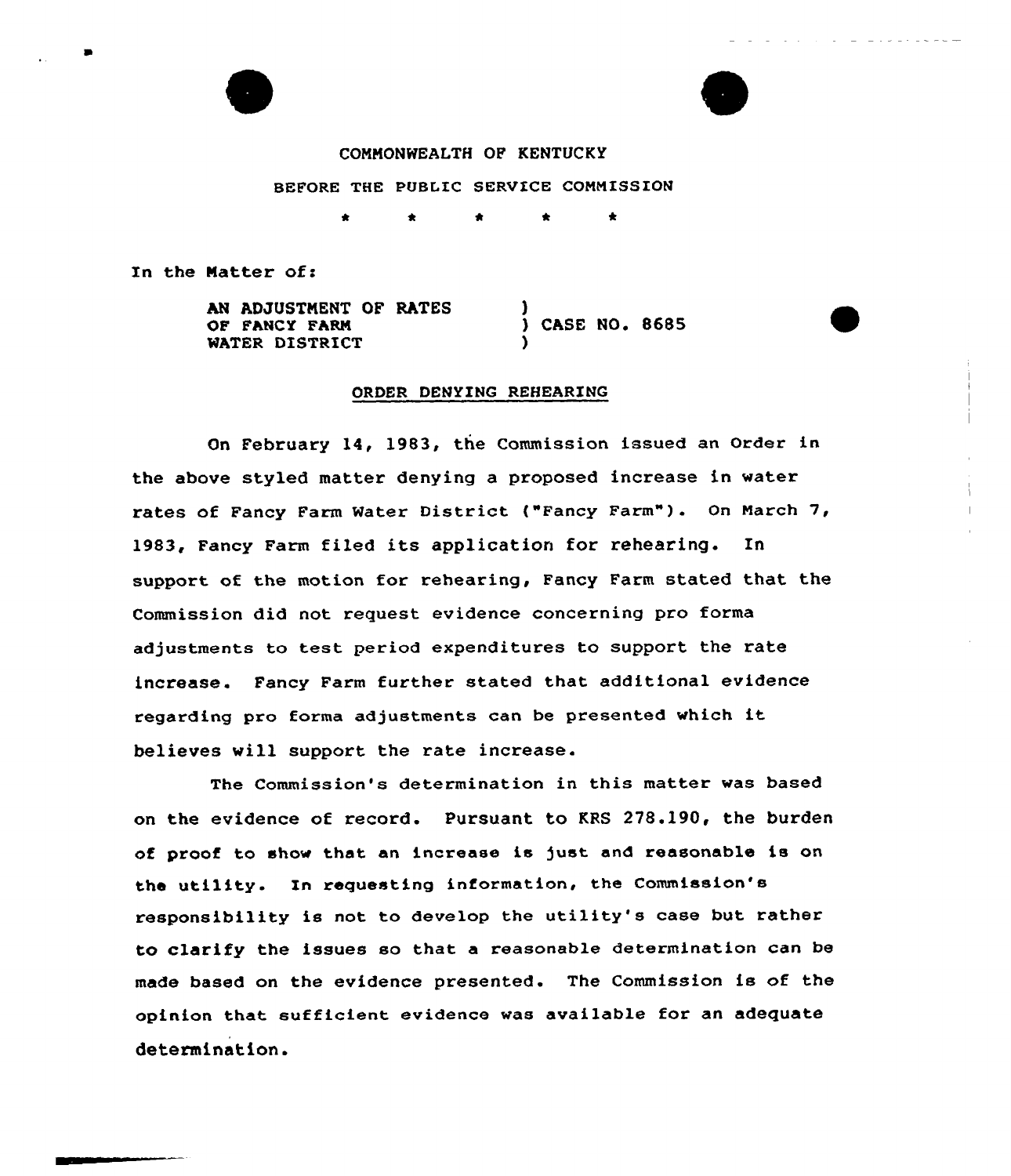COMMONWEALTH OF KENTUCKY

BEFORE THE PUBLIC SERVICE COMMISSION

\* \* \* \* \*

In the Matter of:

AN ADJUSTMENT OF RATES OF FANCY FARM WATER DISTRICT ) CASE NO. 8685

## ORDER DENYING REHEARING

On February 14, 1983, the Commission issued an Order in the above styled matter denying a proposed increase in water rates of Fancy Farm Water District ("Fancy Farm"). On March 7, 1983, Fancy Farm filed its application for rehearing. In support of the motion for rehearing, Fancy Farm stated that the Commission did not request evidence concerning pro forma adjustments to test period expenditures to support the rate increase. Fancy Farm further stated that additional evidence regarding pro forma adjustments can be presented which it believes will support the rate increase.

The Commission's determination in this matter was based on the evidence of record. Pursuant to KRS 278.190, the burden of proof to show that an increase is just and reasonable is on the utility. In requesting information, the Commission's responsibility is not to develop the utility's case but rather to clarify the issues so that a reasonable determination can be made based on the evidence presented. The Commission is of the opinion that sufficient evidence was available for an adequate determination.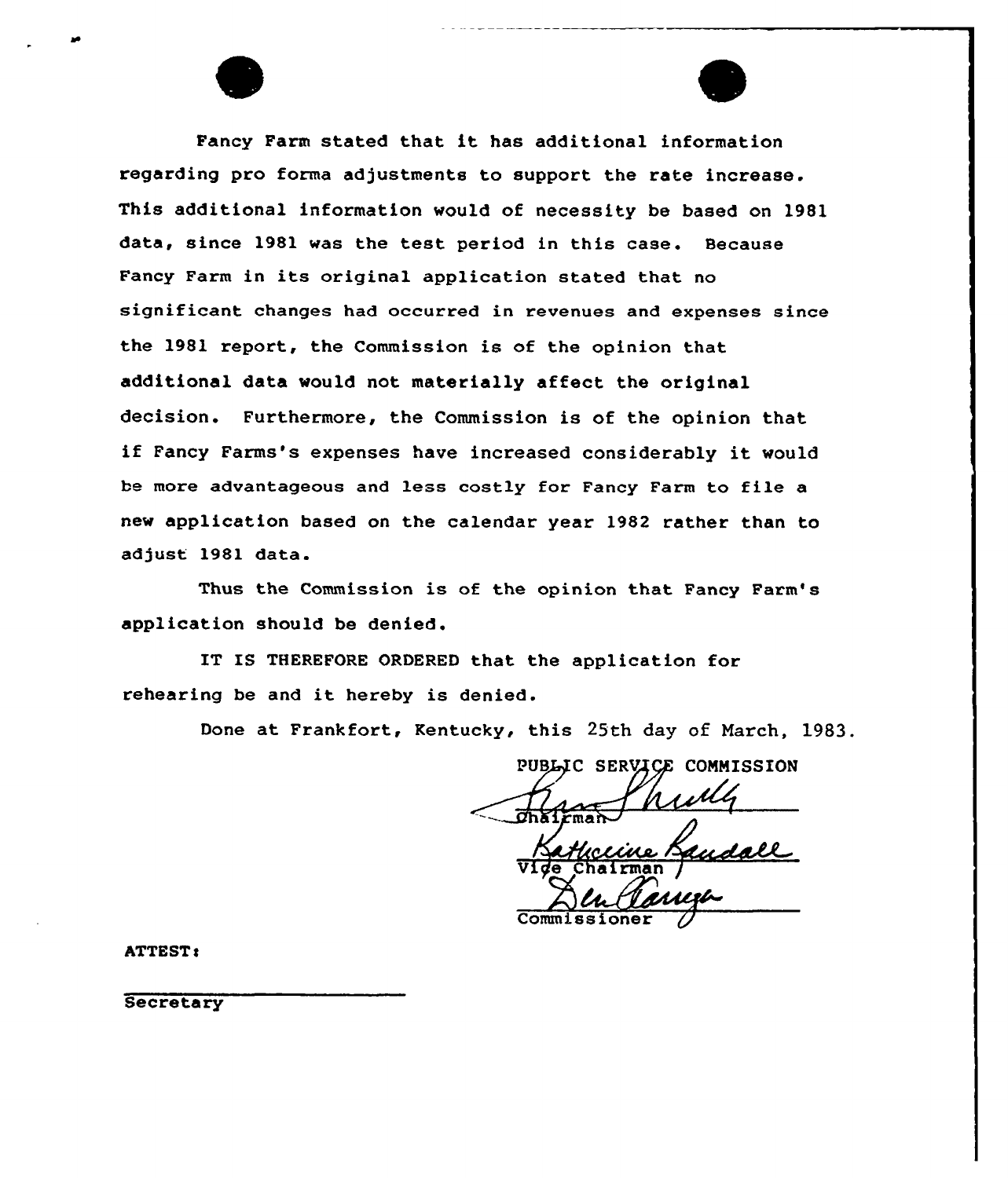Fancy Farm stated that it has additional information regarding pro forma adjustments to support the rate increase. This additional information would of necessity be based on 1981 data, since 1981 was the test period in this case. Because Fancy Farm in its original application stated that no significant changes had occurred in revenues and expenses since the 1981 report, the Commission is of the opinion that additional data would not materially affect the original decision. Furthermore, the Commission is of the opinion that if Fancy Farms's expenses have increased considerably it would be more advantageous and less costly for Fancy Farm to file a new application based on the calendar year 1982 rather than to adjust 1981 data.

Thus the Commission is of the opinion that Fancy Farm's application should be denied.

IT IS THEREFORE ORDERED that the application for rehearing be and it hereby is denied.

Done at Frankfort, Kentucky, this 25th day of March, 1983.

PUBLIC SERVICE COMMISSION

Chairman

Vice Chairman

Commissioner

ATTEST:

Secretary